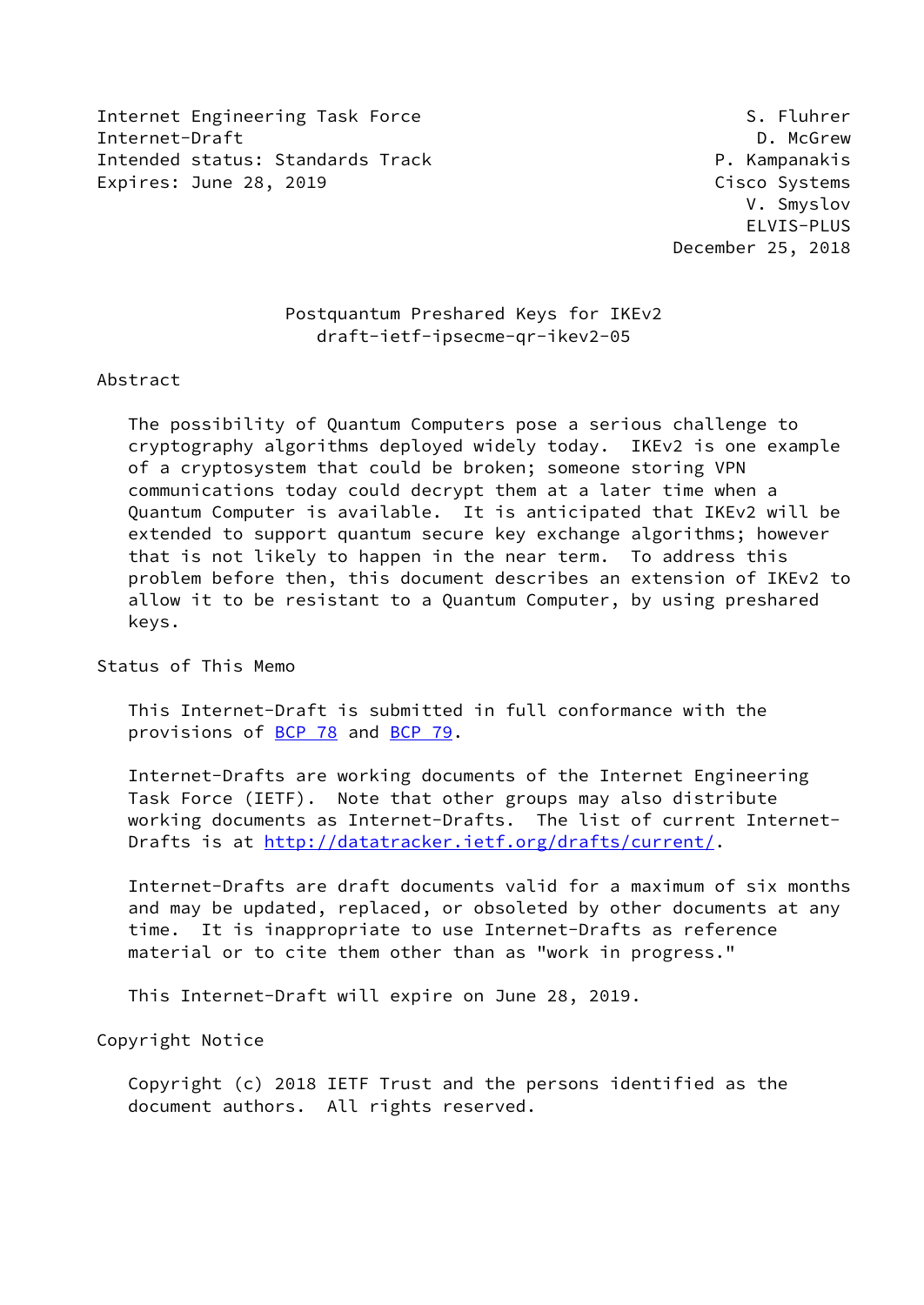Internet Engineering Task Force S. Fluhrer
Internet-Draft D. McGrew
Intended status: Standards Track P. Kampanakis
Expires: June 28, 2019 Cisco Systems
V. Smyslov
ELVIS-PLUS
December 25, 2018

# Postquantum Preshared Keys for IKEv2
draft-ietf-ipsecme-qr-ikev2-05

## Abstract

The possibility of Quantum Computers pose a serious challenge to cryptography algorithms deployed widely today. IKEv2 is one example of a cryptosystem that could be broken; someone storing VPN communications today could decrypt them at a later time when a Quantum Computer is available. It is anticipated that IKEv2 will be extended to support quantum secure key exchange algorithms; however that is not likely to happen in the near term. To address this problem before then, this document describes an extension of IKEv2 to allow it to be resistant to a Quantum Computer, by using preshared keys.

## Status of This Memo

This Internet-Draft is submitted in full conformance with the provisions of BCP 78 and BCP 79.

Internet-Drafts are working documents of the Internet Engineering Task Force (IETF). Note that other groups may also distribute working documents as Internet-Drafts. The list of current Internet-Drafts is at http://datatracker.ietf.org/drafts/current/.

Internet-Drafts are draft documents valid for a maximum of six months and may be updated, replaced, or obsoleted by other documents at any time. It is inappropriate to use Internet-Drafts as reference material or to cite them other than as "work in progress."

This Internet-Draft will expire on June 28, 2019.

## Copyright Notice

Copyright (c) 2018 IETF Trust and the persons identified as the document authors. All rights reserved.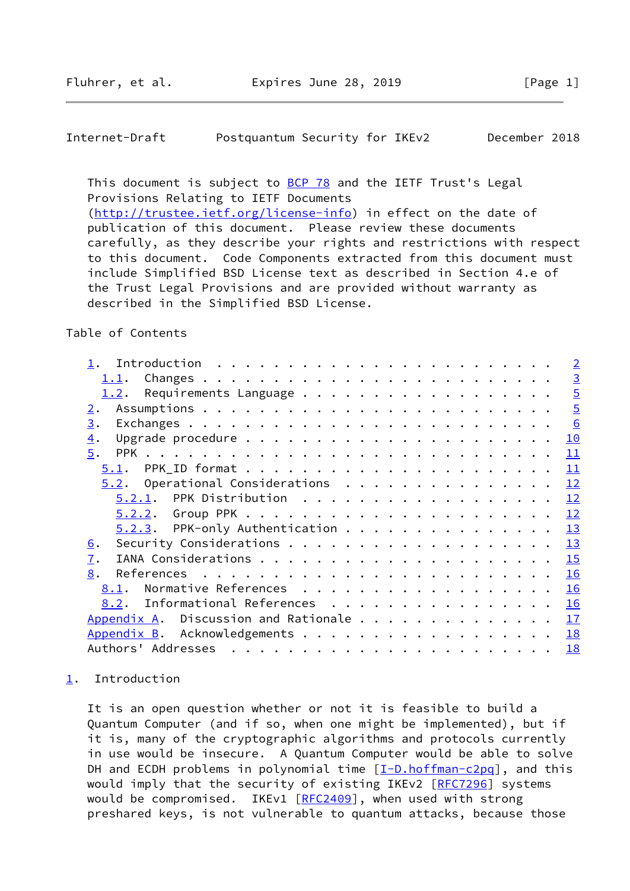This document is subject to BCP 78 and the IETF Trust's Legal Provisions Relating to IETF Documents (http://trustee.ietf.org/license-info) in effect on the date of publication of this document. Please review these documents carefully, as they describe your rights and restrictions with respect to this document. Code Components extracted from this document must include Simplified BSD License text as described in Section 4.e of the Trust Legal Provisions and are provided without warranty as described in the Simplified BSD License.

Table of Contents

- 1. Introduction . . . . . . . . . . . . . . . . . . . . . . . . 2
  - 1.1. Changes . . . . . . . . . . . . . . . . . . . . . . . . . 3
  - 1.2. Requirements Language . . . . . . . . . . . . . . . . . . 5
- 2. Assumptions . . . . . . . . . . . . . . . . . . . . . . . . . 5
- 3. Exchanges . . . . . . . . . . . . . . . . . . . . . . . . . . 6
- 4. Upgrade procedure . . . . . . . . . . . . . . . . . . . . . . 10
- 5. PPK . . . . . . . . . . . . . . . . . . . . . . . . . . . . . 11
  - 5.1. PPK_ID format . . . . . . . . . . . . . . . . . . . . . . 11
  - 5.2. Operational Considerations . . . . . . . . . . . . . . . 12
    - 5.2.1. PPK Distribution . . . . . . . . . . . . . . . . . . 12
    - 5.2.2. Group PPK . . . . . . . . . . . . . . . . . . . . . . 12
    - 5.2.3. PPK-only Authentication . . . . . . . . . . . . . . . 13
- 6. Security Considerations . . . . . . . . . . . . . . . . . . . 13
- 7. IANA Considerations . . . . . . . . . . . . . . . . . . . . . 15
- 8. References . . . . . . . . . . . . . . . . . . . . . . . . . 16
  - 8.1. Normative References . . . . . . . . . . . . . . . . . . 16
  - 8.2. Informational References . . . . . . . . . . . . . . . . 16
- Appendix A. Discussion and Rationale . . . . . . . . . . . . . . 17
- Appendix B. Acknowledgements . . . . . . . . . . . . . . . . . . 18
- Authors' Addresses . . . . . . . . . . . . . . . . . . . . . . . 18

## 1. Introduction

It is an open question whether or not it is feasible to build a Quantum Computer (and if so, when one might be implemented), but if it is, many of the cryptographic algorithms and protocols currently in use would be insecure. A Quantum Computer would be able to solve DH and ECDH problems in polynomial time [I-D.hoffman-c2pq], and this would imply that the security of existing IKEv2 [RFC7296] systems would be compromised. IKEv1 [RFC2409], when used with strong preshared keys, is not vulnerable to quantum attacks, because those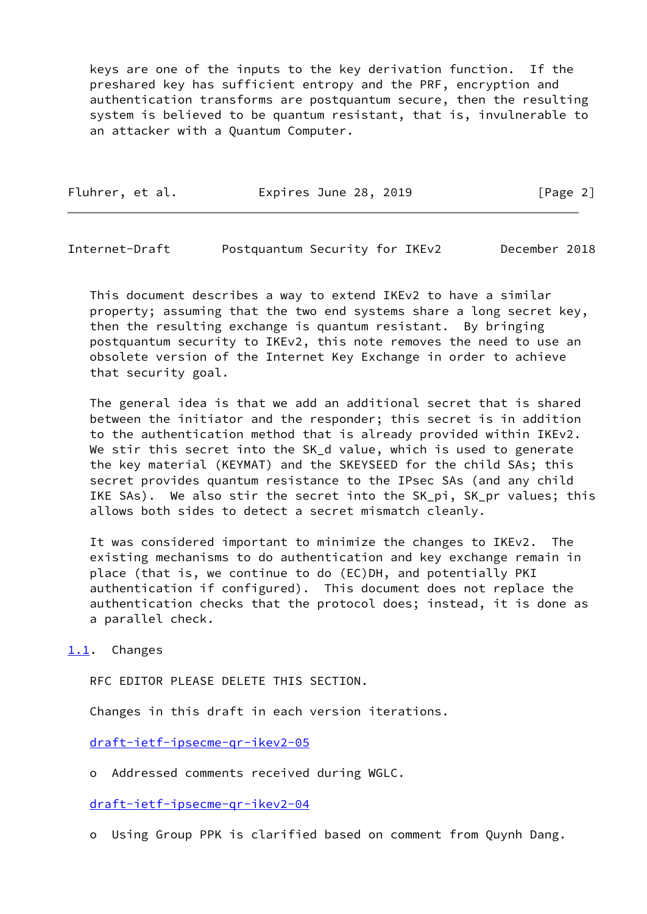keys are one of the inputs to the key derivation function. If the preshared key has sufficient entropy and the PRF, encryption and authentication transforms are postquantum secure, then the resulting system is believed to be quantum resistant, that is, invulnerable to an attacker with a Quantum Computer.

This document describes a way to extend IKEv2 to have a similar property; assuming that the two end systems share a long secret key, then the resulting exchange is quantum resistant. By bringing postquantum security to IKEv2, this note removes the need to use an obsolete version of the Internet Key Exchange in order to achieve that security goal.

The general idea is that we add an additional secret that is shared between the initiator and the responder; this secret is in addition to the authentication method that is already provided within IKEv2. We stir this secret into the SK_d value, which is used to generate the key material (KEYMAT) and the SKEYSEED for the child SAs; this secret provides quantum resistance to the IPsec SAs (and any child IKE SAs). We also stir the secret into the SK_pi, SK_pr values; this allows both sides to detect a secret mismatch cleanly.

It was considered important to minimize the changes to IKEv2. The existing mechanisms to do authentication and key exchange remain in place (that is, we continue to do (EC)DH, and potentially PKI authentication if configured). This document does not replace the authentication checks that the protocol does; instead, it is done as a parallel check.

## 1.1. Changes

RFC EDITOR PLEASE DELETE THIS SECTION.

Changes in this draft in each version iterations.

draft-ietf-ipsecme-qr-ikev2-05

- Addressed comments received during WGLC.

draft-ietf-ipsecme-qr-ikev2-04

- Using Group PPK is clarified based on comment from Quynh Dang.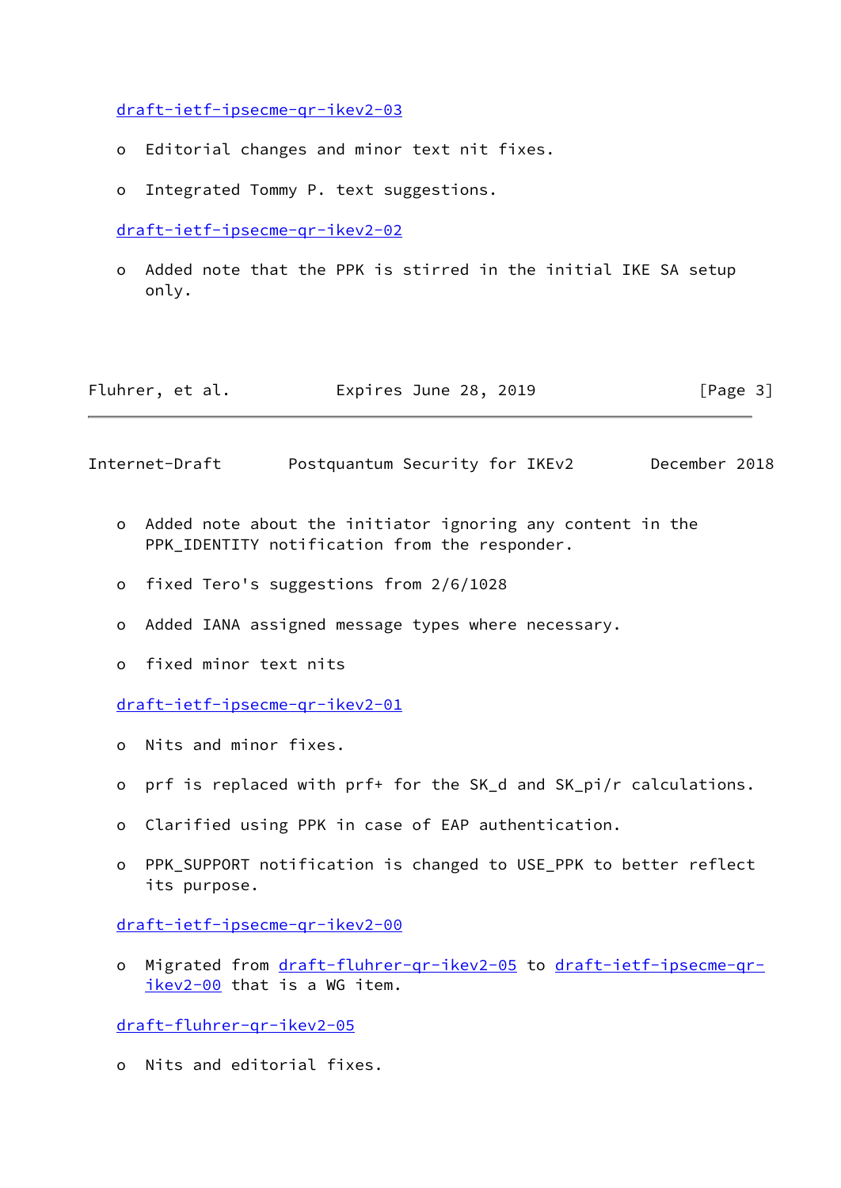draft-ietf-ipsecme-qr-ikev2-03

- Editorial changes and minor text nit fixes.

- Integrated Tommy P. text suggestions.

draft-ietf-ipsecme-qr-ikev2-02

- Added note that the PPK is stirred in the initial IKE SA setup only.

- Added note about the initiator ignoring any content in the PPK_IDENTITY notification from the responder.

- fixed Tero's suggestions from 2/6/1028

- Added IANA assigned message types where necessary.

- fixed minor text nits

draft-ietf-ipsecme-qr-ikev2-01

- Nits and minor fixes.

- prf is replaced with prf+ for the SK_d and SK_pi/r calculations.

- Clarified using PPK in case of EAP authentication.

- PPK_SUPPORT notification is changed to USE_PPK to better reflect its purpose.

draft-ietf-ipsecme-qr-ikev2-00

- Migrated from draft-fluhrer-qr-ikev2-05 to draft-ietf-ipsecme-qr-ikev2-00 that is a WG item.

draft-fluhrer-qr-ikev2-05

- Nits and editorial fixes.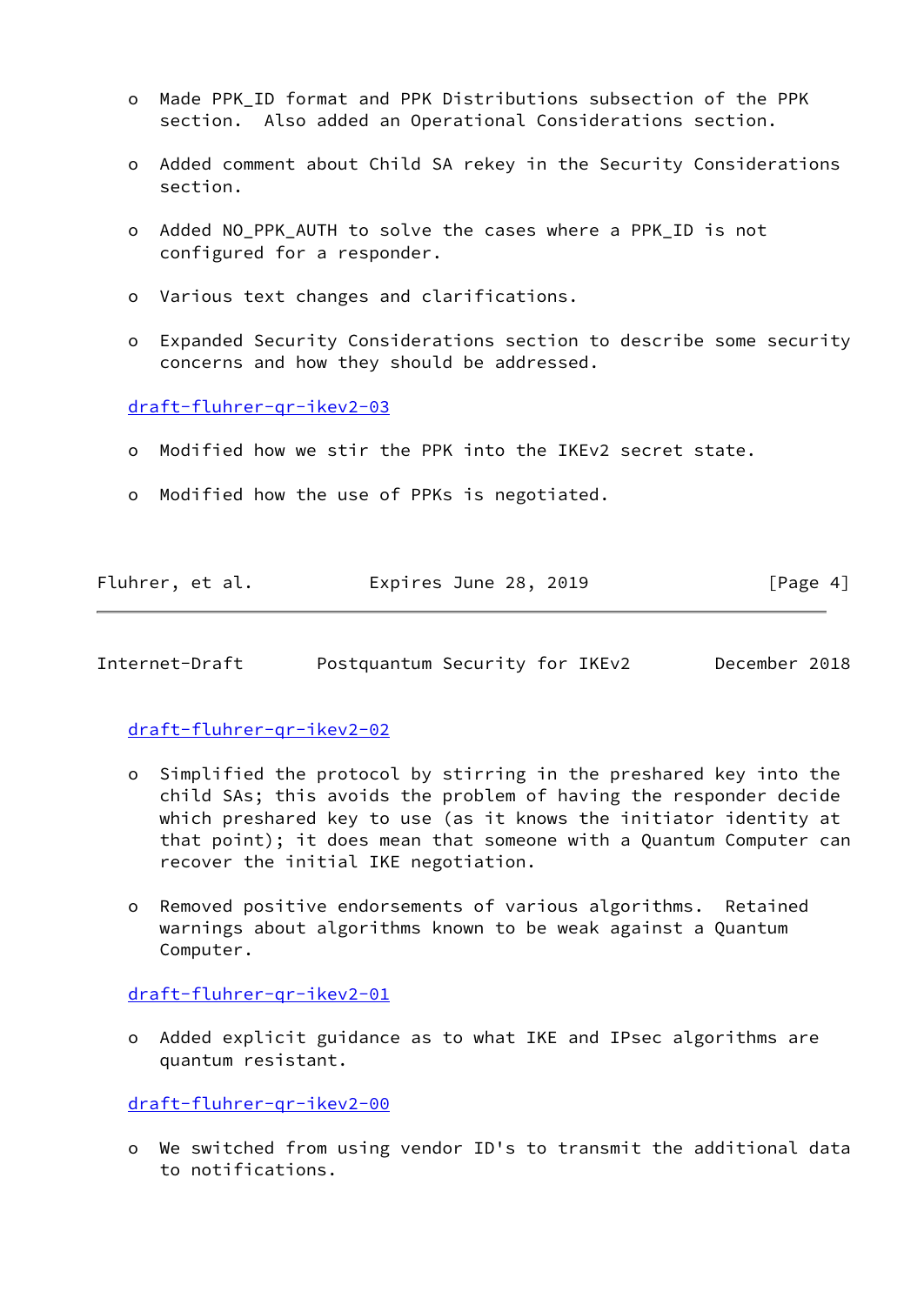- Made PPK_ID format and PPK Distributions subsection of the PPK section. Also added an Operational Considerations section.

- Added comment about Child SA rekey in the Security Considerations section.

- Added NO_PPK_AUTH to solve the cases where a PPK_ID is not configured for a responder.

- Various text changes and clarifications.

- Expanded Security Considerations section to describe some security concerns and how they should be addressed.

draft-fluhrer-qr-ikev2-03

- Modified how we stir the PPK into the IKEv2 secret state.

- Modified how the use of PPKs is negotiated.

draft-fluhrer-qr-ikev2-02

- Simplified the protocol by stirring in the preshared key into the child SAs; this avoids the problem of having the responder decide which preshared key to use (as it knows the initiator identity at that point); it does mean that someone with a Quantum Computer can recover the initial IKE negotiation.

- Removed positive endorsements of various algorithms. Retained warnings about algorithms known to be weak against a Quantum Computer.

draft-fluhrer-qr-ikev2-01

- Added explicit guidance as to what IKE and IPsec algorithms are quantum resistant.

draft-fluhrer-qr-ikev2-00

- We switched from using vendor ID's to transmit the additional data to notifications.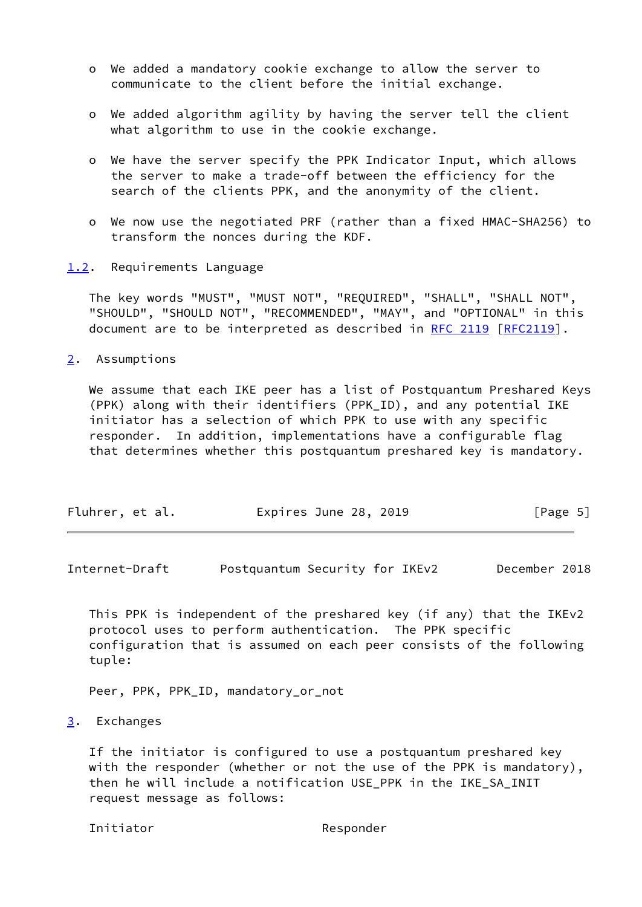- We added a mandatory cookie exchange to allow the server to communicate to the client before the initial exchange.

- We added algorithm agility by having the server tell the client what algorithm to use in the cookie exchange.

- We have the server specify the PPK Indicator Input, which allows the server to make a trade-off between the efficiency for the search of the clients PPK, and the anonymity of the client.

- We now use the negotiated PRF (rather than a fixed HMAC-SHA256) to transform the nonces during the KDF.

### 1.2. Requirements Language

The key words "MUST", "MUST NOT", "REQUIRED", "SHALL", "SHALL NOT", "SHOULD", "SHOULD NOT", "RECOMMENDED", "MAY", and "OPTIONAL" in this document are to be interpreted as described in RFC 2119 [RFC2119].

## 2. Assumptions

We assume that each IKE peer has a list of Postquantum Preshared Keys (PPK) along with their identifiers (PPK_ID), and any potential IKE initiator has a selection of which PPK to use with any specific responder. In addition, implementations have a configurable flag that determines whether this postquantum preshared key is mandatory.

This PPK is independent of the preshared key (if any) that the IKEv2 protocol uses to perform authentication. The PPK specific configuration that is assumed on each peer consists of the following tuple:

```
Peer, PPK, PPK_ID, mandatory_or_not
```

## 3. Exchanges

If the initiator is configured to use a postquantum preshared key with the responder (whether or not the use of the PPK is mandatory), then he will include a notification USE_PPK in the IKE_SA_INIT request message as follows:

```
Initiator                       Responder
```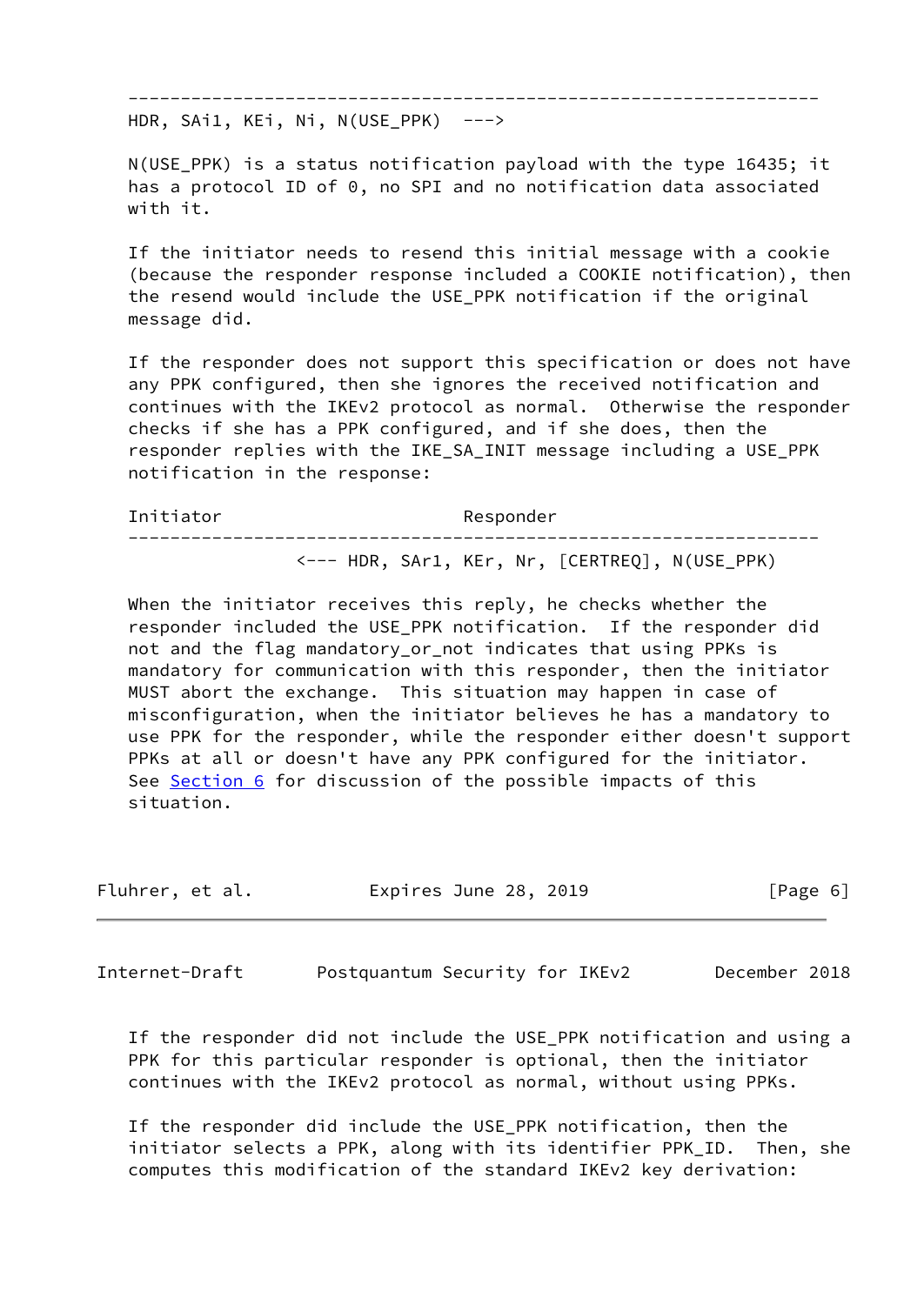```
   ------------------------------------------------------------------
   HDR, SAi1, KEi, Ni, N(USE_PPK)  --->
```

N(USE_PPK) is a status notification payload with the type 16435; it has a protocol ID of 0, no SPI and no notification data associated with it.

If the initiator needs to resend this initial message with a cookie (because the responder response included a COOKIE notification), then the resend would include the USE_PPK notification if the original message did.

If the responder does not support this specification or does not have any PPK configured, then she ignores the received notification and continues with the IKEv2 protocol as normal. Otherwise the responder checks if she has a PPK configured, and if she does, then the responder replies with the IKE_SA_INIT message including a USE_PPK notification in the response:

```
   Initiator                         Responder
   ------------------------------------------------------------------
                <--- HDR, SAr1, KEr, Nr, [CERTREQ], N(USE_PPK)
```

When the initiator receives this reply, he checks whether the responder included the USE_PPK notification. If the responder did not and the flag mandatory_or_not indicates that using PPKs is mandatory for communication with this responder, then the initiator MUST abort the exchange. This situation may happen in case of misconfiguration, when the initiator believes he has a mandatory to use PPK for the responder, while the responder either doesn't support PPKs at all or doesn't have any PPK configured for the initiator. See Section 6 for discussion of the possible impacts of this situation.

If the responder did not include the USE_PPK notification and using a PPK for this particular responder is optional, then the initiator continues with the IKEv2 protocol as normal, without using PPKs.

If the responder did include the USE_PPK notification, then the initiator selects a PPK, along with its identifier PPK_ID. Then, she computes this modification of the standard IKEv2 key derivation: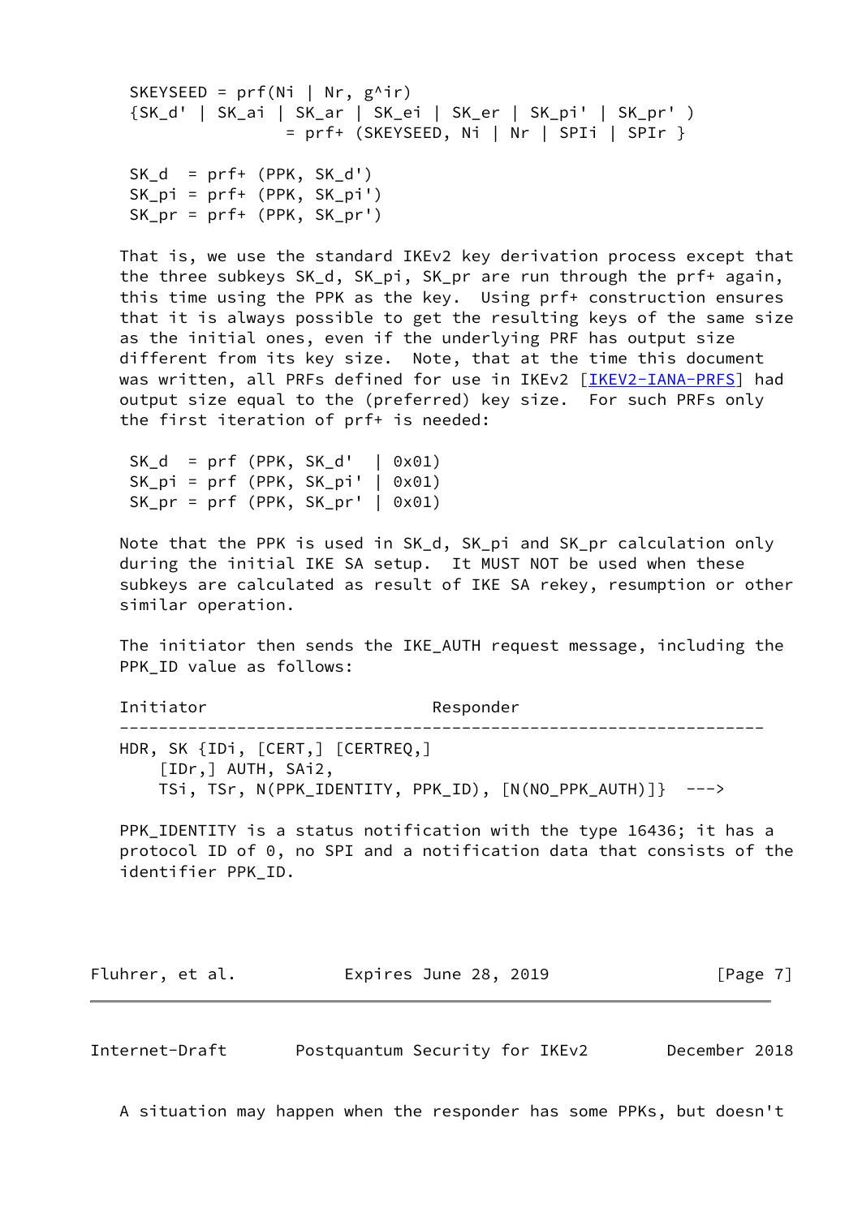```
SKEYSEED = prf(Ni | Nr, g^ir)
{SK_d' | SK_ai | SK_ar | SK_ei | SK_er | SK_pi' | SK_pr' )
                = prf+ (SKEYSEED, Ni | Nr | SPIi | SPIr }

SK_d  = prf+ (PPK, SK_d')
SK_pi = prf+ (PPK, SK_pi')
SK_pr = prf+ (PPK, SK_pr')
```

That is, we use the standard IKEv2 key derivation process except that the three subkeys SK_d, SK_pi, SK_pr are run through the prf+ again, this time using the PPK as the key. Using prf+ construction ensures that it is always possible to get the resulting keys of the same size as the initial ones, even if the underlying PRF has output size different from its key size. Note, that at the time this document was written, all PRFs defined for use in IKEv2 [IKEV2-IANA-PRFS] had output size equal to the (preferred) key size. For such PRFs only the first iteration of prf+ is needed:

```
SK_d  = prf (PPK, SK_d'  | 0x01)
SK_pi = prf (PPK, SK_pi' | 0x01)
SK_pr = prf (PPK, SK_pr' | 0x01)
```

Note that the PPK is used in SK_d, SK_pi and SK_pr calculation only during the initial IKE SA setup. It MUST NOT be used when these subkeys are calculated as result of IKE SA rekey, resumption or other similar operation.

The initiator then sends the IKE_AUTH request message, including the PPK_ID value as follows:

```
Initiator                         Responder
------------------------------------------------------------------
HDR, SK {IDi, [CERT,] [CERTREQ,]
    [IDr,] AUTH, SAi2,
    TSi, TSr, N(PPK_IDENTITY, PPK_ID), [N(NO_PPK_AUTH)]}  --->
```

PPK_IDENTITY is a status notification with the type 16436; it has a protocol ID of 0, no SPI and a notification data that consists of the identifier PPK_ID.

A situation may happen when the responder has some PPKs, but doesn't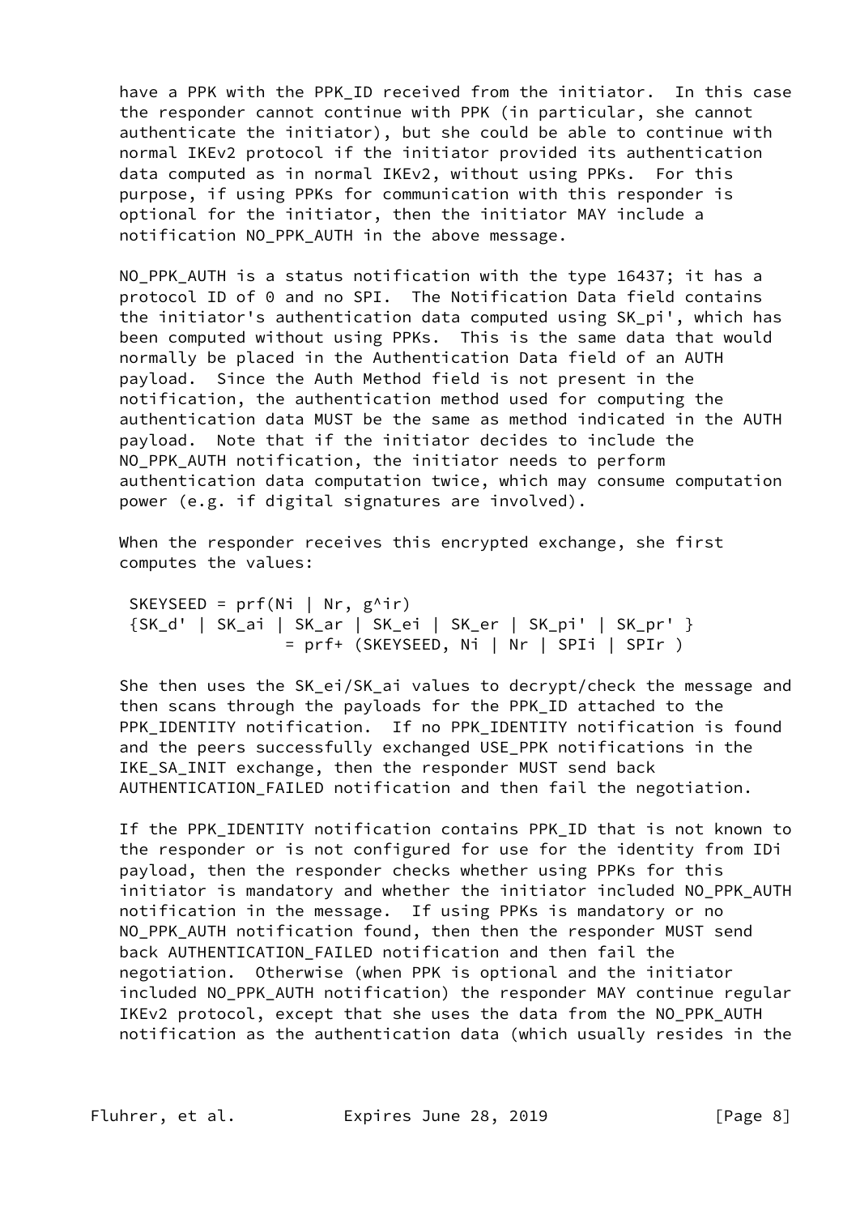have a PPK with the PPK_ID received from the initiator. In this case the responder cannot continue with PPK (in particular, she cannot authenticate the initiator), but she could be able to continue with normal IKEv2 protocol if the initiator provided its authentication data computed as in normal IKEv2, without using PPKs. For this purpose, if using PPKs for communication with this responder is optional for the initiator, then the initiator MAY include a notification NO_PPK_AUTH in the above message.

NO_PPK_AUTH is a status notification with the type 16437; it has a protocol ID of 0 and no SPI. The Notification Data field contains the initiator's authentication data computed using SK_pi', which has been computed without using PPKs. This is the same data that would normally be placed in the Authentication Data field of an AUTH payload. Since the Auth Method field is not present in the notification, the authentication method used for computing the authentication data MUST be the same as method indicated in the AUTH payload. Note that if the initiator decides to include the NO_PPK_AUTH notification, the initiator needs to perform authentication data computation twice, which may consume computation power (e.g. if digital signatures are involved).

When the responder receives this encrypted exchange, she first computes the values:

```
 SKEYSEED = prf(Ni | Nr, g^ir)
 {SK_d' | SK_ai | SK_ar | SK_ei | SK_er | SK_pi' | SK_pr' }
                 = prf+ (SKEYSEED, Ni | Nr | SPIi | SPIr )
```

She then uses the SK_ei/SK_ai values to decrypt/check the message and then scans through the payloads for the PPK_ID attached to the PPK_IDENTITY notification. If no PPK_IDENTITY notification is found and the peers successfully exchanged USE_PPK notifications in the IKE_SA_INIT exchange, then the responder MUST send back AUTHENTICATION_FAILED notification and then fail the negotiation.

If the PPK_IDENTITY notification contains PPK_ID that is not known to the responder or is not configured for use for the identity from IDi payload, then the responder checks whether using PPKs for this initiator is mandatory and whether the initiator included NO_PPK_AUTH notification in the message. If using PPKs is mandatory or no NO_PPK_AUTH notification found, then then the responder MUST send back AUTHENTICATION_FAILED notification and then fail the negotiation. Otherwise (when PPK is optional and the initiator included NO_PPK_AUTH notification) the responder MAY continue regular IKEv2 protocol, except that she uses the data from the NO_PPK_AUTH notification as the authentication data (which usually resides in the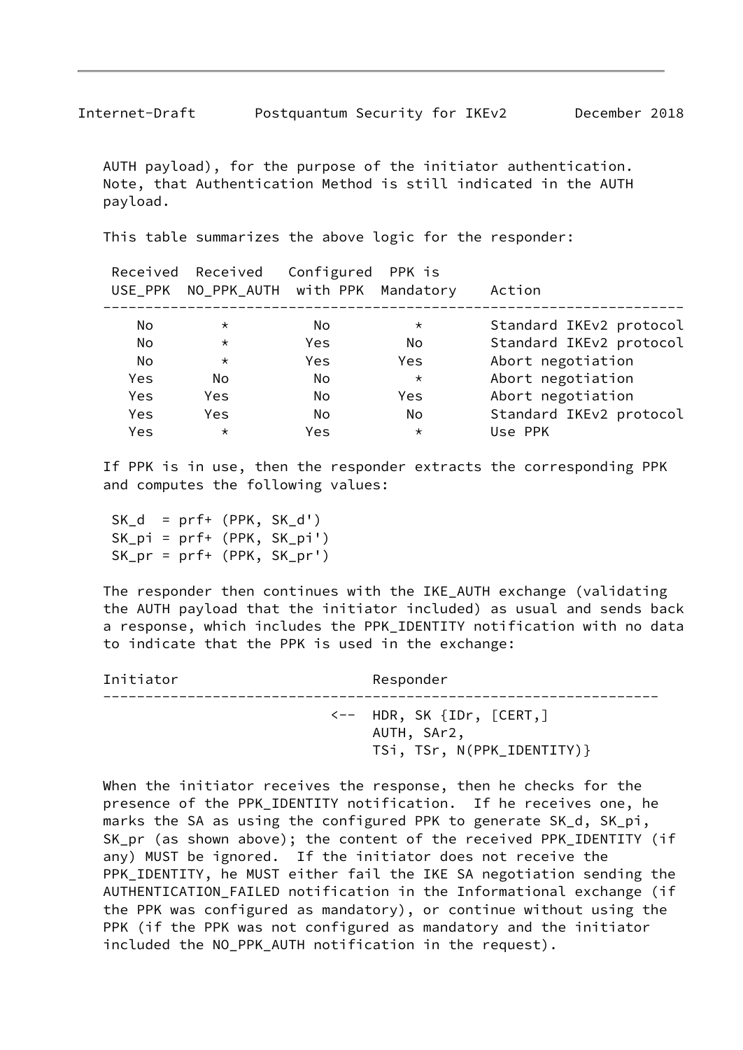AUTH payload), for the purpose of the initiator authentication. Note, that Authentication Method is still indicated in the AUTH payload.

This table summarizes the above logic for the responder:

| Received USE_PPK | Received NO_PPK_AUTH | Configured with PPK | PPK is Mandatory | Action |
|---|---|---|---|---|
| No | * | No | * | Standard IKEv2 protocol |
| No | * | Yes | No | Standard IKEv2 protocol |
| No | * | Yes | Yes | Abort negotiation |
| Yes | No | No | * | Abort negotiation |
| Yes | Yes | No | Yes | Abort negotiation |
| Yes | Yes | No | No | Standard IKEv2 protocol |
| Yes | * | Yes | * | Use PPK |

If PPK is in use, then the responder extracts the corresponding PPK and computes the following values:

```
SK_d  = prf+ (PPK, SK_d')
SK_pi = prf+ (PPK, SK_pi')
SK_pr = prf+ (PPK, SK_pr')
```

The responder then continues with the IKE_AUTH exchange (validating the AUTH payload that the initiator included) as usual and sends back a response, which includes the PPK_IDENTITY notification with no data to indicate that the PPK is used in the exchange:

```
Initiator                         Responder
-------------------------------------------------------------------
                             <--  HDR, SK {IDr, [CERT,]
                                  AUTH, SAr2,
                                  TSi, TSr, N(PPK_IDENTITY)}
```

When the initiator receives the response, then he checks for the presence of the PPK_IDENTITY notification. If he receives one, he marks the SA as using the configured PPK to generate SK_d, SK_pi, SK_pr (as shown above); the content of the received PPK_IDENTITY (if any) MUST be ignored. If the initiator does not receive the PPK_IDENTITY, he MUST either fail the IKE SA negotiation sending the AUTHENTICATION_FAILED notification in the Informational exchange (if the PPK was configured as mandatory), or continue without using the PPK (if the PPK was not configured as mandatory and the initiator included the NO_PPK_AUTH notification in the request).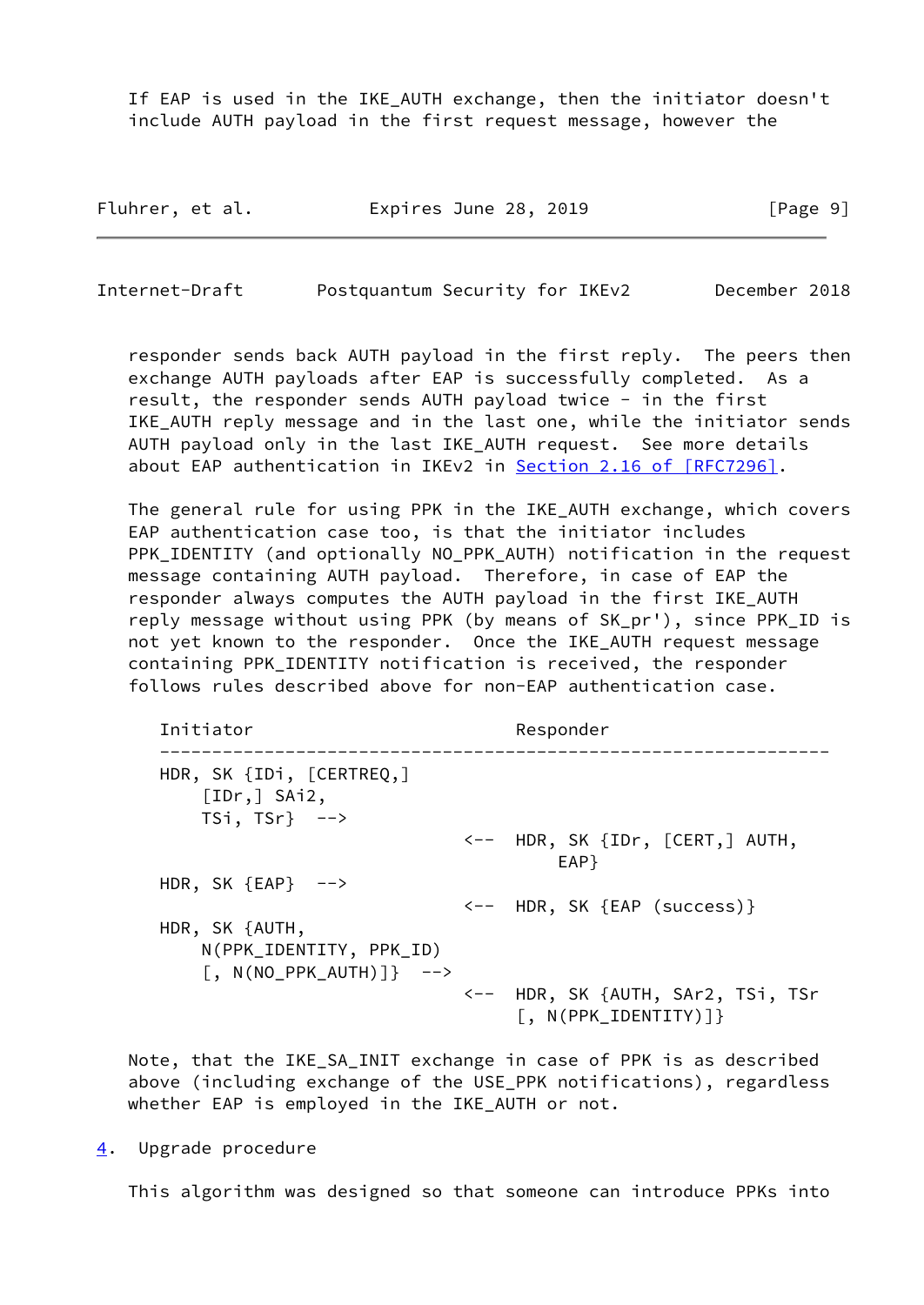If EAP is used in the IKE_AUTH exchange, then the initiator doesn't include AUTH payload in the first request message, however the responder sends back AUTH payload in the first reply. The peers then exchange AUTH payloads after EAP is successfully completed. As a result, the responder sends AUTH payload twice - in the first IKE_AUTH reply message and in the last one, while the initiator sends AUTH payload only in the last IKE_AUTH request. See more details about EAP authentication in IKEv2 in Section 2.16 of [RFC7296].

The general rule for using PPK in the IKE_AUTH exchange, which covers EAP authentication case too, is that the initiator includes PPK_IDENTITY (and optionally NO_PPK_AUTH) notification in the request message containing AUTH payload. Therefore, in case of EAP the responder always computes the AUTH payload in the first IKE_AUTH reply message without using PPK (by means of SK_pr'), since PPK_ID is not yet known to the responder. Once the IKE_AUTH request message containing PPK_IDENTITY notification is received, the responder follows rules described above for non-EAP authentication case.

```
Initiator                         Responder
-----------------------------------------------------------------
HDR, SK {IDi, [CERTREQ,]
    [IDr,] SAi2,
    TSi, TSr}  -->
                             <--  HDR, SK {IDr, [CERT,] AUTH,
                                      EAP}
HDR, SK {EAP}  -->
                             <--  HDR, SK {EAP (success)}
HDR, SK {AUTH,
    N(PPK_IDENTITY, PPK_ID)
    [, N(NO_PPK_AUTH)]}  -->
                             <--  HDR, SK {AUTH, SAr2, TSi, TSr
                                  [, N(PPK_IDENTITY)]}
```

Note, that the IKE_SA_INIT exchange in case of PPK is as described above (including exchange of the USE_PPK notifications), regardless whether EAP is employed in the IKE_AUTH or not.

## 4. Upgrade procedure

This algorithm was designed so that someone can introduce PPKs into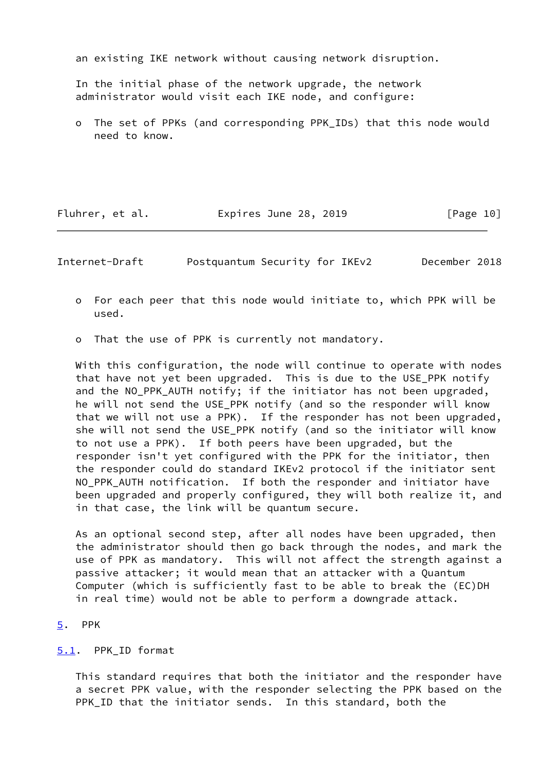an existing IKE network without causing network disruption.

In the initial phase of the network upgrade, the network administrator would visit each IKE node, and configure:

- The set of PPKs (and corresponding PPK_IDs) that this node would need to know.

- For each peer that this node would initiate to, which PPK will be used.

- That the use of PPK is currently not mandatory.

With this configuration, the node will continue to operate with nodes that have not yet been upgraded. This is due to the USE_PPK notify and the NO_PPK_AUTH notify; if the initiator has not been upgraded, he will not send the USE_PPK notify (and so the responder will know that we will not use a PPK). If the responder has not been upgraded, she will not send the USE_PPK notify (and so the initiator will know to not use a PPK). If both peers have been upgraded, but the responder isn't yet configured with the PPK for the initiator, then the responder could do standard IKEv2 protocol if the initiator sent NO_PPK_AUTH notification. If both the responder and initiator have been upgraded and properly configured, they will both realize it, and in that case, the link will be quantum secure.

As an optional second step, after all nodes have been upgraded, then the administrator should then go back through the nodes, and mark the use of PPK as mandatory. This will not affect the strength against a passive attacker; it would mean that an attacker with a Quantum Computer (which is sufficiently fast to be able to break the (EC)DH in real time) would not be able to perform a downgrade attack.

# 5. PPK

## 5.1. PPK_ID format

This standard requires that both the initiator and the responder have a secret PPK value, with the responder selecting the PPK based on the PPK_ID that the initiator sends. In this standard, both the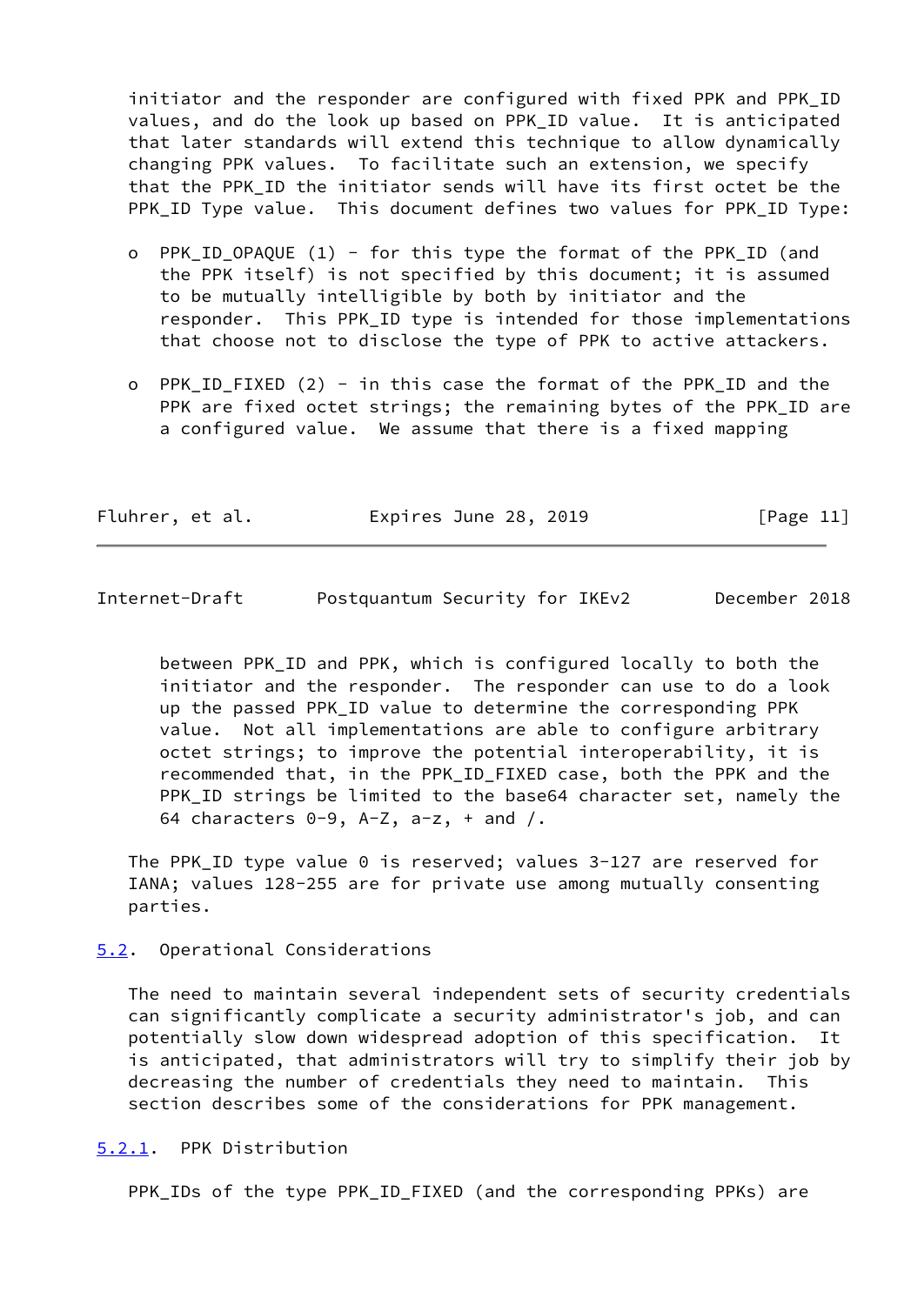initiator and the responder are configured with fixed PPK and PPK_ID values, and do the look up based on PPK_ID value. It is anticipated that later standards will extend this technique to allow dynamically changing PPK values. To facilitate such an extension, we specify that the PPK_ID the initiator sends will have its first octet be the PPK_ID Type value. This document defines two values for PPK_ID Type:

- PPK_ID_OPAQUE (1) - for this type the format of the PPK_ID (and the PPK itself) is not specified by this document; it is assumed to be mutually intelligible by both by initiator and the responder. This PPK_ID type is intended for those implementations that choose not to disclose the type of PPK to active attackers.

- PPK_ID_FIXED (2) - in this case the format of the PPK_ID and the PPK are fixed octet strings; the remaining bytes of the PPK_ID are a configured value. We assume that there is a fixed mapping between PPK_ID and PPK, which is configured locally to both the initiator and the responder. The responder can use to do a look up the passed PPK_ID value to determine the corresponding PPK value. Not all implementations are able to configure arbitrary octet strings; to improve the potential interoperability, it is recommended that, in the PPK_ID_FIXED case, both the PPK and the PPK_ID strings be limited to the base64 character set, namely the 64 characters 0-9, A-Z, a-z, + and /.

The PPK_ID type value 0 is reserved; values 3-127 are reserved for IANA; values 128-255 are for private use among mutually consenting parties.

### 5.2. Operational Considerations

The need to maintain several independent sets of security credentials can significantly complicate a security administrator's job, and can potentially slow down widespread adoption of this specification. It is anticipated, that administrators will try to simplify their job by decreasing the number of credentials they need to maintain. This section describes some of the considerations for PPK management.

#### 5.2.1. PPK Distribution

PPK_IDs of the type PPK_ID_FIXED (and the corresponding PPKs) are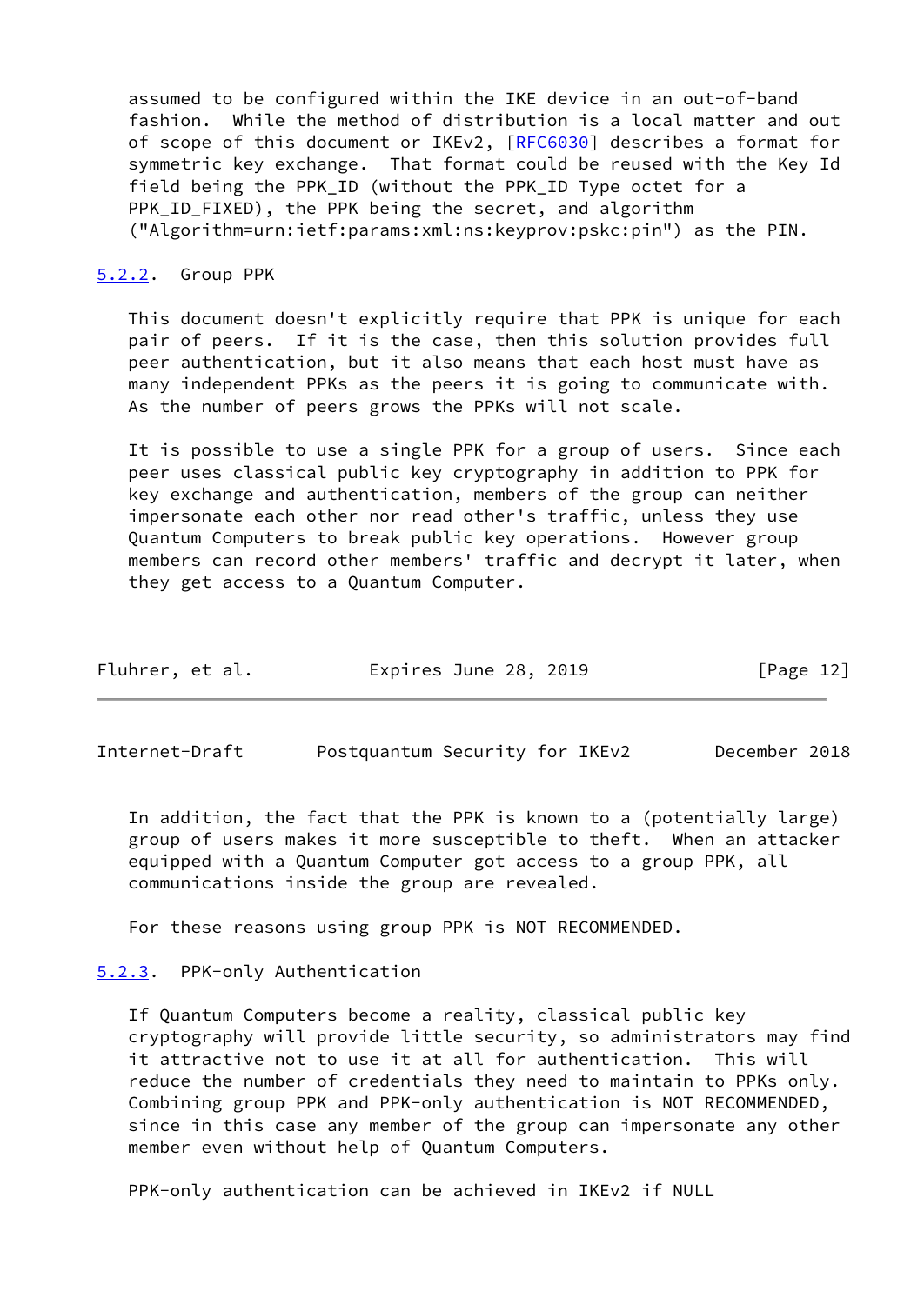assumed to be configured within the IKE device in an out-of-band fashion. While the method of distribution is a local matter and out of scope of this document or IKEv2, [RFC6030] describes a format for symmetric key exchange. That format could be reused with the Key Id field being the PPK_ID (without the PPK_ID Type octet for a PPK_ID_FIXED), the PPK being the secret, and algorithm ("Algorithm=urn:ietf:params:xml:ns:keyprov:pskc:pin") as the PIN.

### 5.2.2. Group PPK

This document doesn't explicitly require that PPK is unique for each pair of peers. If it is the case, then this solution provides full peer authentication, but it also means that each host must have as many independent PPKs as the peers it is going to communicate with. As the number of peers grows the PPKs will not scale.

It is possible to use a single PPK for a group of users. Since each peer uses classical public key cryptography in addition to PPK for key exchange and authentication, members of the group can neither impersonate each other nor read other's traffic, unless they use Quantum Computers to break public key operations. However group members can record other members' traffic and decrypt it later, when they get access to a Quantum Computer.

In addition, the fact that the PPK is known to a (potentially large) group of users makes it more susceptible to theft. When an attacker equipped with a Quantum Computer got access to a group PPK, all communications inside the group are revealed.

For these reasons using group PPK is NOT RECOMMENDED.

### 5.2.3. PPK-only Authentication

If Quantum Computers become a reality, classical public key cryptography will provide little security, so administrators may find it attractive not to use it at all for authentication. This will reduce the number of credentials they need to maintain to PPKs only. Combining group PPK and PPK-only authentication is NOT RECOMMENDED, since in this case any member of the group can impersonate any other member even without help of Quantum Computers.

PPK-only authentication can be achieved in IKEv2 if NULL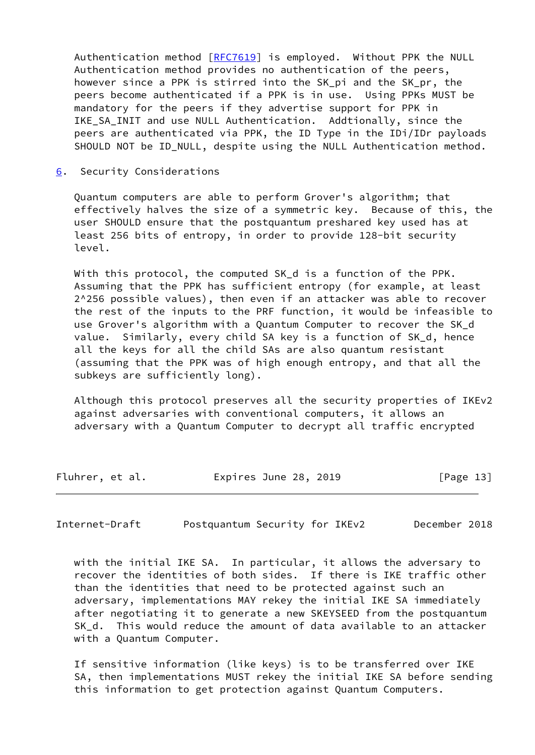Authentication method [RFC7619] is employed. Without PPK the NULL Authentication method provides no authentication of the peers, however since a PPK is stirred into the SK_pi and the SK_pr, the peers become authenticated if a PPK is in use. Using PPKs MUST be mandatory for the peers if they advertise support for PPK in IKE_SA_INIT and use NULL Authentication. Addtionally, since the peers are authenticated via PPK, the ID Type in the IDi/IDr payloads SHOULD NOT be ID_NULL, despite using the NULL Authentication method.

## 6. Security Considerations

Quantum computers are able to perform Grover's algorithm; that effectively halves the size of a symmetric key. Because of this, the user SHOULD ensure that the postquantum preshared key used has at least 256 bits of entropy, in order to provide 128-bit security level.

With this protocol, the computed SK_d is a function of the PPK. Assuming that the PPK has sufficient entropy (for example, at least $2^{256}$ possible values), then even if an attacker was able to recover the rest of the inputs to the PRF function, it would be infeasible to use Grover's algorithm with a Quantum Computer to recover the SK_d value. Similarly, every child SA key is a function of SK_d, hence all the keys for all the child SAs are also quantum resistant (assuming that the PPK was of high enough entropy, and that all the subkeys are sufficiently long).

Although this protocol preserves all the security properties of IKEv2 against adversaries with conventional computers, it allows an adversary with a Quantum Computer to decrypt all traffic encrypted with the initial IKE SA. In particular, it allows the adversary to recover the identities of both sides. If there is IKE traffic other than the identities that need to be protected against such an adversary, implementations MAY rekey the initial IKE SA immediately after negotiating it to generate a new SKEYSEED from the postquantum SK_d. This would reduce the amount of data available to an attacker with a Quantum Computer.

If sensitive information (like keys) is to be transferred over IKE SA, then implementations MUST rekey the initial IKE SA before sending this information to get protection against Quantum Computers.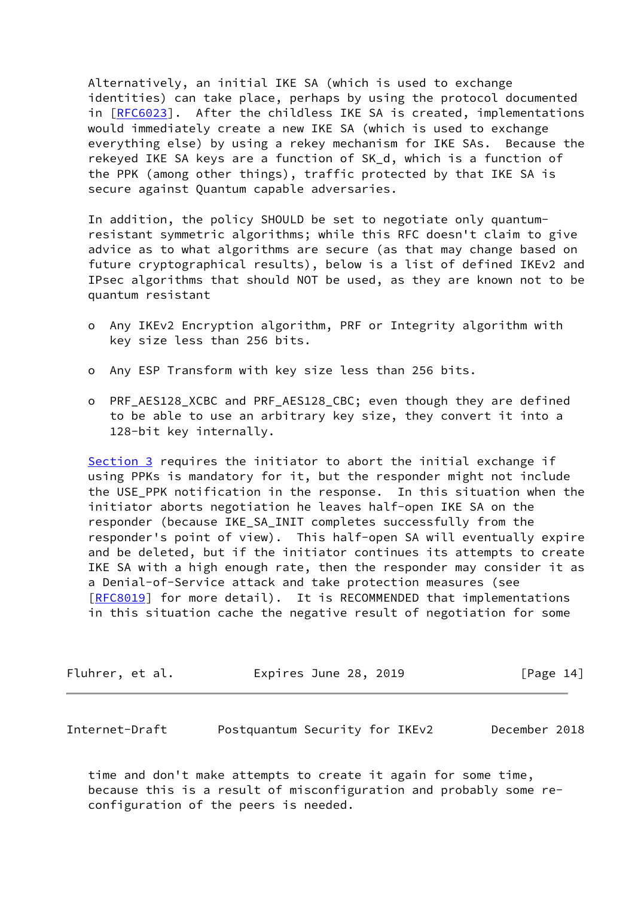Alternatively, an initial IKE SA (which is used to exchange identities) can take place, perhaps by using the protocol documented in [RFC6023]. After the childless IKE SA is created, implementations would immediately create a new IKE SA (which is used to exchange everything else) by using a rekey mechanism for IKE SAs. Because the rekeyed IKE SA keys are a function of SK_d, which is a function of the PPK (among other things), traffic protected by that IKE SA is secure against Quantum capable adversaries.

In addition, the policy SHOULD be set to negotiate only quantum-resistant symmetric algorithms; while this RFC doesn't claim to give advice as to what algorithms are secure (as that may change based on future cryptographical results), below is a list of defined IKEv2 and IPsec algorithms that should NOT be used, as they are known not to be quantum resistant

- Any IKEv2 Encryption algorithm, PRF or Integrity algorithm with key size less than 256 bits.

- Any ESP Transform with key size less than 256 bits.

- PRF_AES128_XCBC and PRF_AES128_CBC; even though they are defined to be able to use an arbitrary key size, they convert it into a 128-bit key internally.

Section 3 requires the initiator to abort the initial exchange if using PPKs is mandatory for it, but the responder might not include the USE_PPK notification in the response. In this situation when the initiator aborts negotiation he leaves half-open IKE SA on the responder (because IKE_SA_INIT completes successfully from the responder's point of view). This half-open SA will eventually expire and be deleted, but if the initiator continues its attempts to create IKE SA with a high enough rate, then the responder may consider it as a Denial-of-Service attack and take protection measures (see [RFC8019] for more detail). It is RECOMMENDED that implementations in this situation cache the negative result of negotiation for some time and don't make attempts to create it again for some time, because this is a result of misconfiguration and probably some re-configuration of the peers is needed.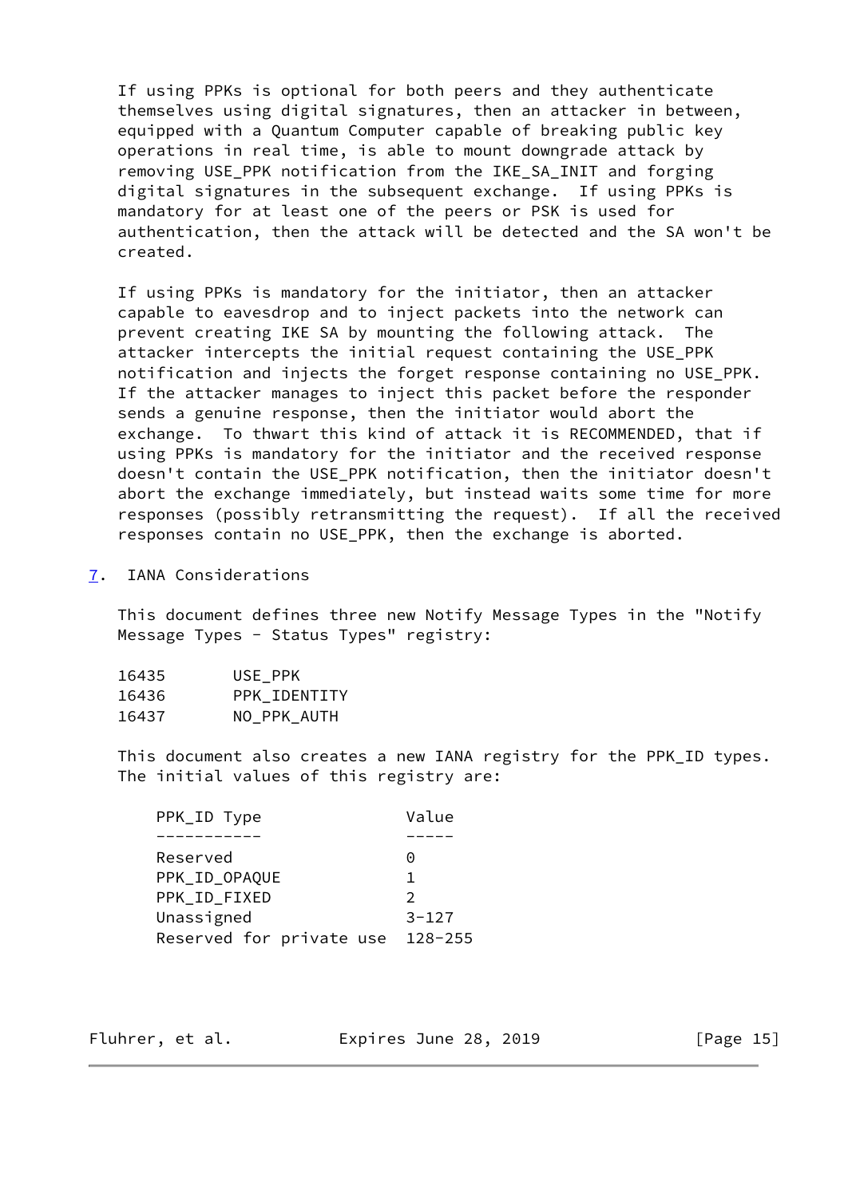If using PPKs is optional for both peers and they authenticate themselves using digital signatures, then an attacker in between, equipped with a Quantum Computer capable of breaking public key operations in real time, is able to mount downgrade attack by removing USE_PPK notification from the IKE_SA_INIT and forging digital signatures in the subsequent exchange. If using PPKs is mandatory for at least one of the peers or PSK is used for authentication, then the attack will be detected and the SA won't be created.

If using PPKs is mandatory for the initiator, then an attacker capable to eavesdrop and to inject packets into the network can prevent creating IKE SA by mounting the following attack. The attacker intercepts the initial request containing the USE_PPK notification and injects the forget response containing no USE_PPK. If the attacker manages to inject this packet before the responder sends a genuine response, then the initiator would abort the exchange. To thwart this kind of attack it is RECOMMENDED, that if using PPKs is mandatory for the initiator and the received response doesn't contain the USE_PPK notification, then the initiator doesn't abort the exchange immediately, but instead waits some time for more responses (possibly retransmitting the request). If all the received responses contain no USE_PPK, then the exchange is aborted.

## 7. IANA Considerations

This document defines three new Notify Message Types in the "Notify Message Types - Status Types" registry:

| | |
|---|---|
| 16435 | USE_PPK |
| 16436 | PPK_IDENTITY |
| 16437 | NO_PPK_AUTH |

This document also creates a new IANA registry for the PPK_ID types. The initial values of this registry are:

| PPK_ID Type | Value |
|---|---|
| Reserved | 0 |
| PPK_ID_OPAQUE | 1 |
| PPK_ID_FIXED | 2 |
| Unassigned | 3-127 |
| Reserved for private use | 128-255 |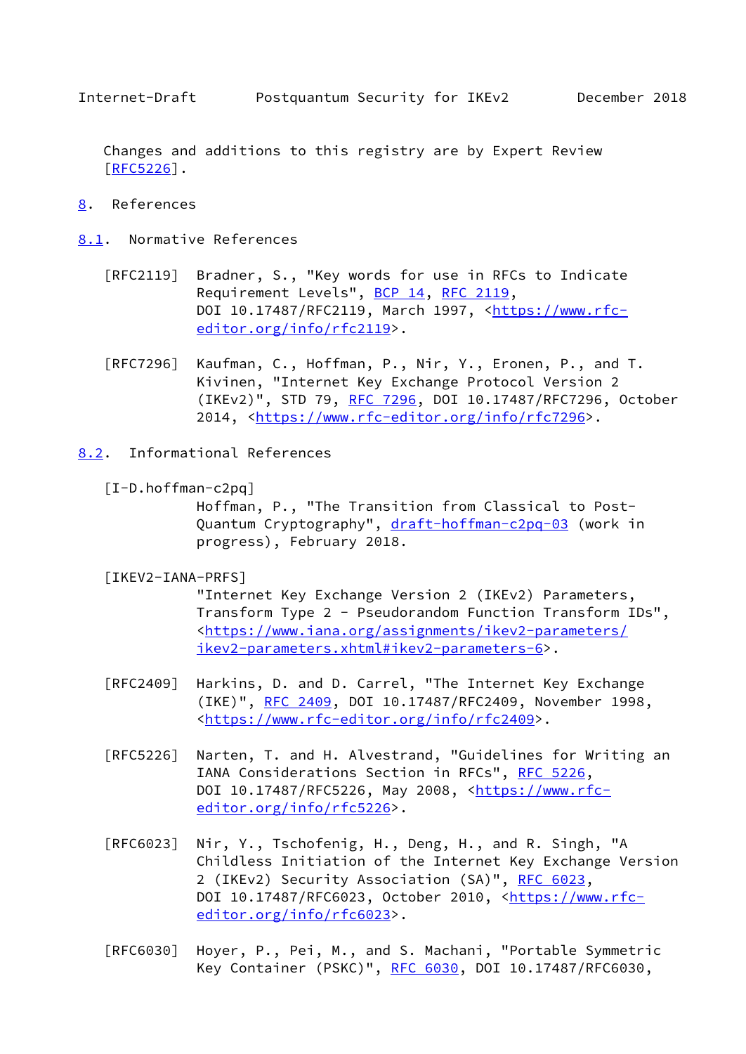Changes and additions to this registry are by Expert Review [RFC5226].

# 8. References

## 8.1. Normative References

[RFC2119] Bradner, S., "Key words for use in RFCs to Indicate Requirement Levels", BCP 14, RFC 2119, DOI 10.17487/RFC2119, March 1997, <https://www.rfc-editor.org/info/rfc2119>.

[RFC7296] Kaufman, C., Hoffman, P., Nir, Y., Eronen, P., and T. Kivinen, "Internet Key Exchange Protocol Version 2 (IKEv2)", STD 79, RFC 7296, DOI 10.17487/RFC7296, October 2014, <https://www.rfc-editor.org/info/rfc7296>.

## 8.2. Informational References

[I-D.hoffman-c2pq] Hoffman, P., "The Transition from Classical to Post-Quantum Cryptography", draft-hoffman-c2pq-03 (work in progress), February 2018.

[IKEV2-IANA-PRFS] "Internet Key Exchange Version 2 (IKEv2) Parameters, Transform Type 2 - Pseudorandom Function Transform IDs", <https://www.iana.org/assignments/ikev2-parameters/ikev2-parameters.xhtml#ikev2-parameters-6>.

[RFC2409] Harkins, D. and D. Carrel, "The Internet Key Exchange (IKE)", RFC 2409, DOI 10.17487/RFC2409, November 1998, <https://www.rfc-editor.org/info/rfc2409>.

[RFC5226] Narten, T. and H. Alvestrand, "Guidelines for Writing an IANA Considerations Section in RFCs", RFC 5226, DOI 10.17487/RFC5226, May 2008, <https://www.rfc-editor.org/info/rfc5226>.

[RFC6023] Nir, Y., Tschofenig, H., Deng, H., and R. Singh, "A Childless Initiation of the Internet Key Exchange Version 2 (IKEv2) Security Association (SA)", RFC 6023, DOI 10.17487/RFC6023, October 2010, <https://www.rfc-editor.org/info/rfc6023>.

[RFC6030] Hoyer, P., Pei, M., and S. Machani, "Portable Symmetric Key Container (PSKC)", RFC 6030, DOI 10.17487/RFC6030,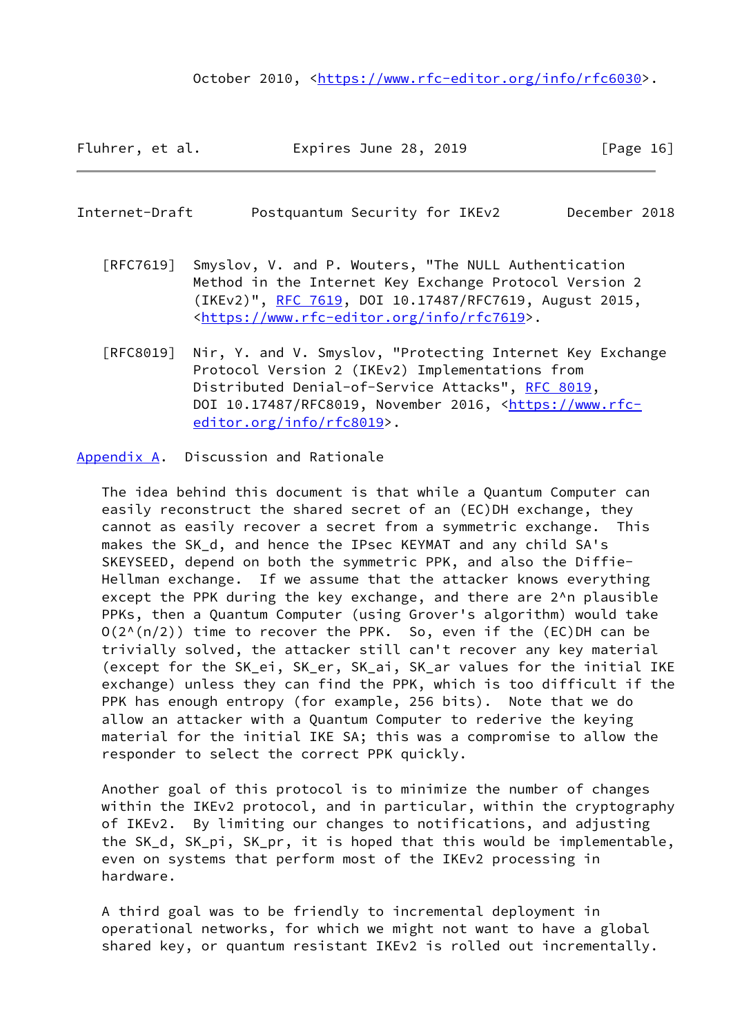October 2010, <https://www.rfc-editor.org/info/rfc6030>.

[RFC7619] Smyslov, V. and P. Wouters, "The NULL Authentication Method in the Internet Key Exchange Protocol Version 2 (IKEv2)", RFC 7619, DOI 10.17487/RFC7619, August 2015, <https://www.rfc-editor.org/info/rfc7619>.

[RFC8019] Nir, Y. and V. Smyslov, "Protecting Internet Key Exchange Protocol Version 2 (IKEv2) Implementations from Distributed Denial-of-Service Attacks", RFC 8019, DOI 10.17487/RFC8019, November 2016, <https://www.rfc-editor.org/info/rfc8019>.

## Appendix A. Discussion and Rationale

The idea behind this document is that while a Quantum Computer can easily reconstruct the shared secret of an (EC)DH exchange, they cannot as easily recover a secret from a symmetric exchange. This makes the SK_d, and hence the IPsec KEYMAT and any child SA's SKEYSEED, depend on both the symmetric PPK, and also the Diffie-Hellman exchange. If we assume that the attacker knows everything except the PPK during the key exchange, and there are $2^n$ plausible PPKs, then a Quantum Computer (using Grover's algorithm) would take $O(2^{(n/2)})$ time to recover the PPK. So, even if the (EC)DH can be trivially solved, the attacker still can't recover any key material (except for the SK_ei, SK_er, SK_ai, SK_ar values for the initial IKE exchange) unless they can find the PPK, which is too difficult if the PPK has enough entropy (for example, 256 bits). Note that we do allow an attacker with a Quantum Computer to rederive the keying material for the initial IKE SA; this was a compromise to allow the responder to select the correct PPK quickly.

Another goal of this protocol is to minimize the number of changes within the IKEv2 protocol, and in particular, within the cryptography of IKEv2. By limiting our changes to notifications, and adjusting the SK_d, SK_pi, SK_pr, it is hoped that this would be implementable, even on systems that perform most of the IKEv2 processing in hardware.

A third goal was to be friendly to incremental deployment in operational networks, for which we might not want to have a global shared key, or quantum resistant IKEv2 is rolled out incrementally.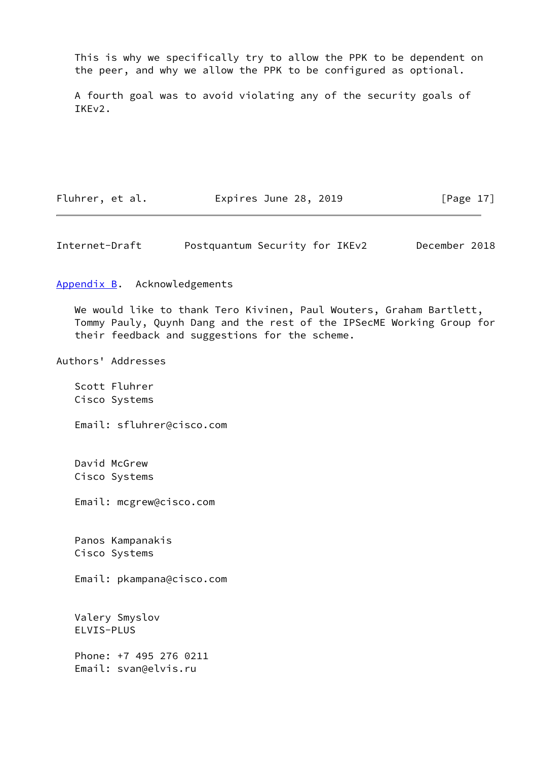This is why we specifically try to allow the PPK to be dependent on the peer, and why we allow the PPK to be configured as optional.

A fourth goal was to avoid violating any of the security goals of IKEv2.

## Appendix B. Acknowledgements

We would like to thank Tero Kivinen, Paul Wouters, Graham Bartlett, Tommy Pauly, Quynh Dang and the rest of the IPSecME Working Group for their feedback and suggestions for the scheme.

## Authors' Addresses

Scott Fluhrer
Cisco Systems

Email: sfluhrer@cisco.com

David McGrew
Cisco Systems

Email: mcgrew@cisco.com

Panos Kampanakis
Cisco Systems

Email: pkampana@cisco.com

Valery Smyslov
ELVIS-PLUS

Phone: +7 495 276 0211
Email: svan@elvis.ru